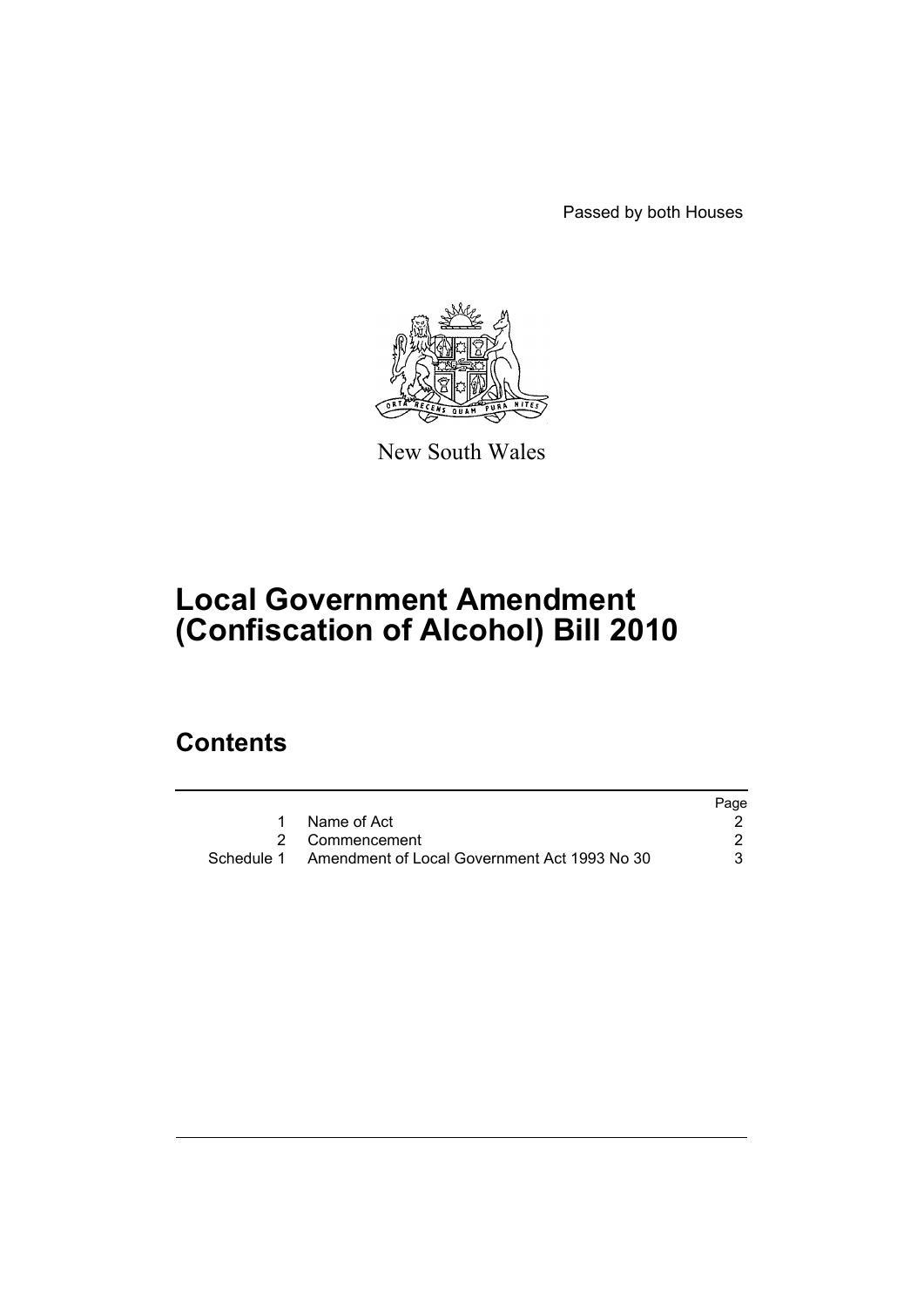Passed by both Houses

New South Wales

# Local Government Amendment (Confiscation of Alcohol) Bill 2010

## Contents

| | | Page |
|---|---|---|
| 1 | Name of Act | 2 |
| 2 | Commencement | 2 |
| Schedule 1 | Amendment of Local Government Act 1993 No 30 | 3 |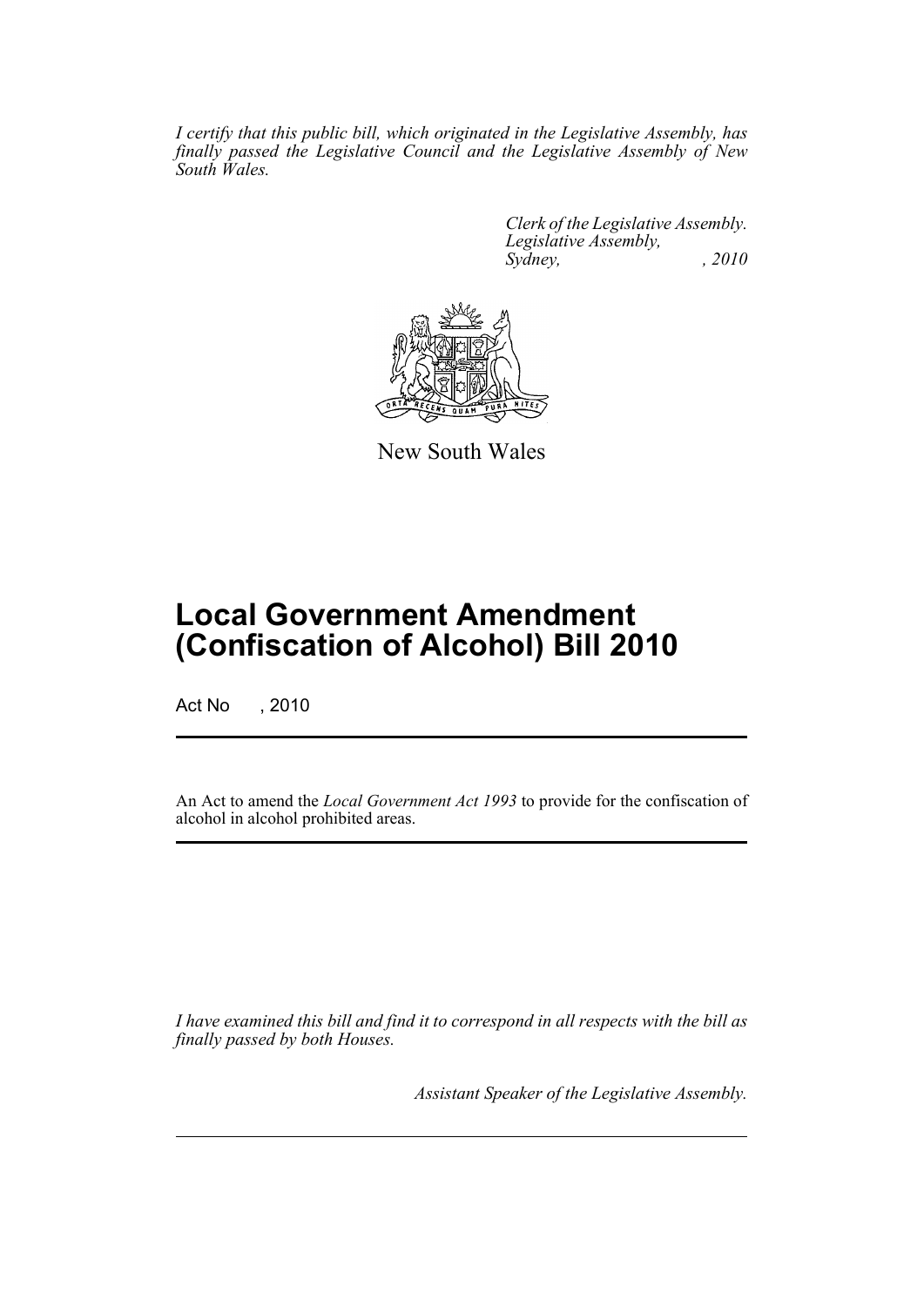*I certify that this public bill, which originated in the Legislative Assembly, has finally passed the Legislative Council and the Legislative Assembly of New South Wales.*

*Clerk of the Legislative Assembly.*
*Legislative Assembly,*
*Sydney, , 2010*

New South Wales

# Local Government Amendment (Confiscation of Alcohol) Bill 2010

Act No , 2010

An Act to amend the *Local Government Act 1993* to provide for the confiscation of alcohol in alcohol prohibited areas.

*I have examined this bill and find it to correspond in all respects with the bill as finally passed by both Houses.*

*Assistant Speaker of the Legislative Assembly.*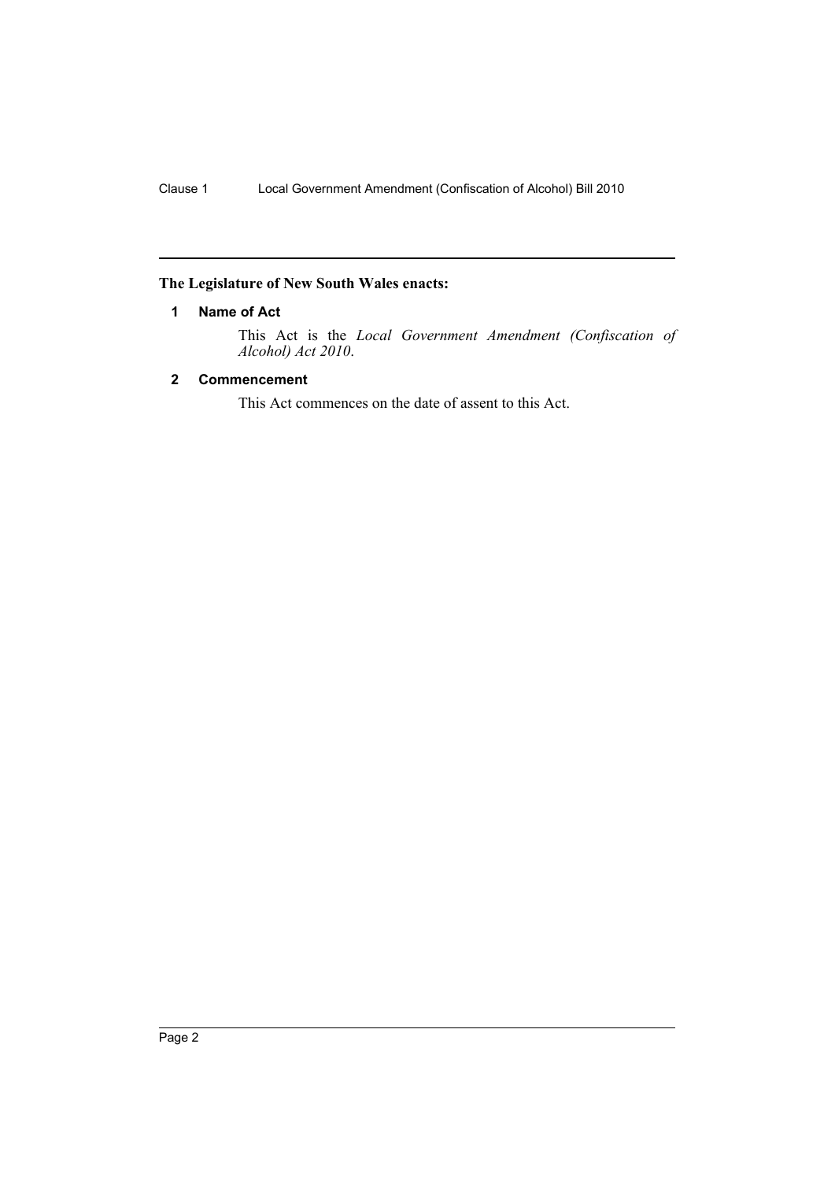**The Legislature of New South Wales enacts:**

### 1 Name of Act

This Act is the *Local Government Amendment (Confiscation of Alcohol) Act 2010*.

### 2 Commencement

This Act commences on the date of assent to this Act.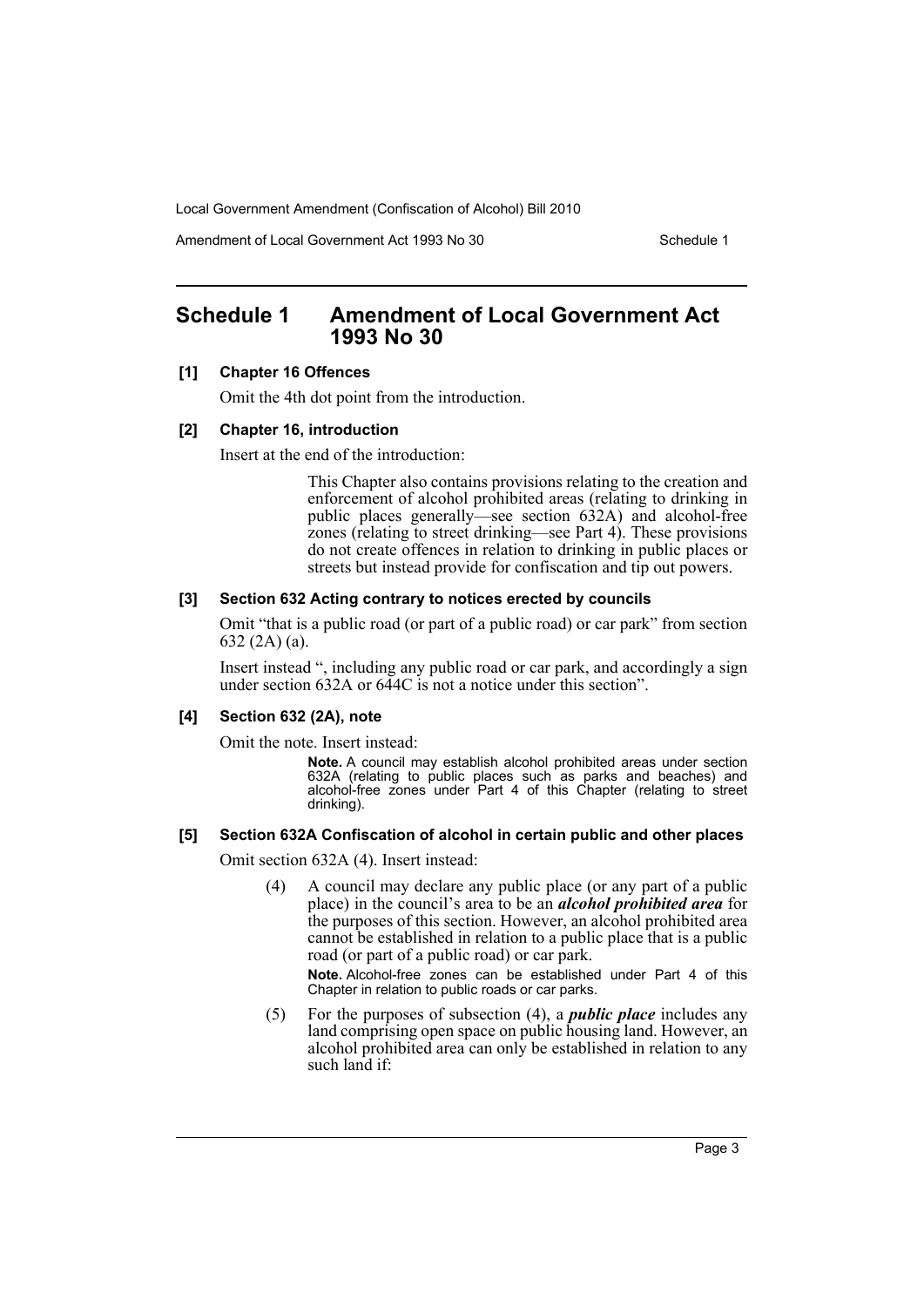# Schedule 1 Amendment of Local Government Act 1993 No 30

**[1] Chapter 16 Offences**

Omit the 4th dot point from the introduction.

**[2] Chapter 16, introduction**

Insert at the end of the introduction:

> This Chapter also contains provisions relating to the creation and enforcement of alcohol prohibited areas (relating to drinking in public places generally—see section 632A) and alcohol-free zones (relating to street drinking—see Part 4). These provisions do not create offences in relation to drinking in public places or streets but instead provide for confiscation and tip out powers.

**[3] Section 632 Acting contrary to notices erected by councils**

Omit "that is a public road (or part of a public road) or car park" from section 632 (2A) (a).

Insert instead ", including any public road or car park, and accordingly a sign under section 632A or 644C is not a notice under this section".

**[4] Section 632 (2A), note**

Omit the note. Insert instead:

> **Note.** A council may establish alcohol prohibited areas under section 632A (relating to public places such as parks and beaches) and alcohol-free zones under Part 4 of this Chapter (relating to street drinking).

**[5] Section 632A Confiscation of alcohol in certain public and other places**

Omit section 632A (4). Insert instead:

> (4) A council may declare any public place (or any part of a public place) in the council's area to be an ***alcohol prohibited area*** for the purposes of this section. However, an alcohol prohibited area cannot be established in relation to a public place that is a public road (or part of a public road) or car park.
>
> **Note.** Alcohol-free zones can be established under Part 4 of this Chapter in relation to public roads or car parks.
>
> (5) For the purposes of subsection (4), a ***public place*** includes any land comprising open space on public housing land. However, an alcohol prohibited area can only be established in relation to any such land if: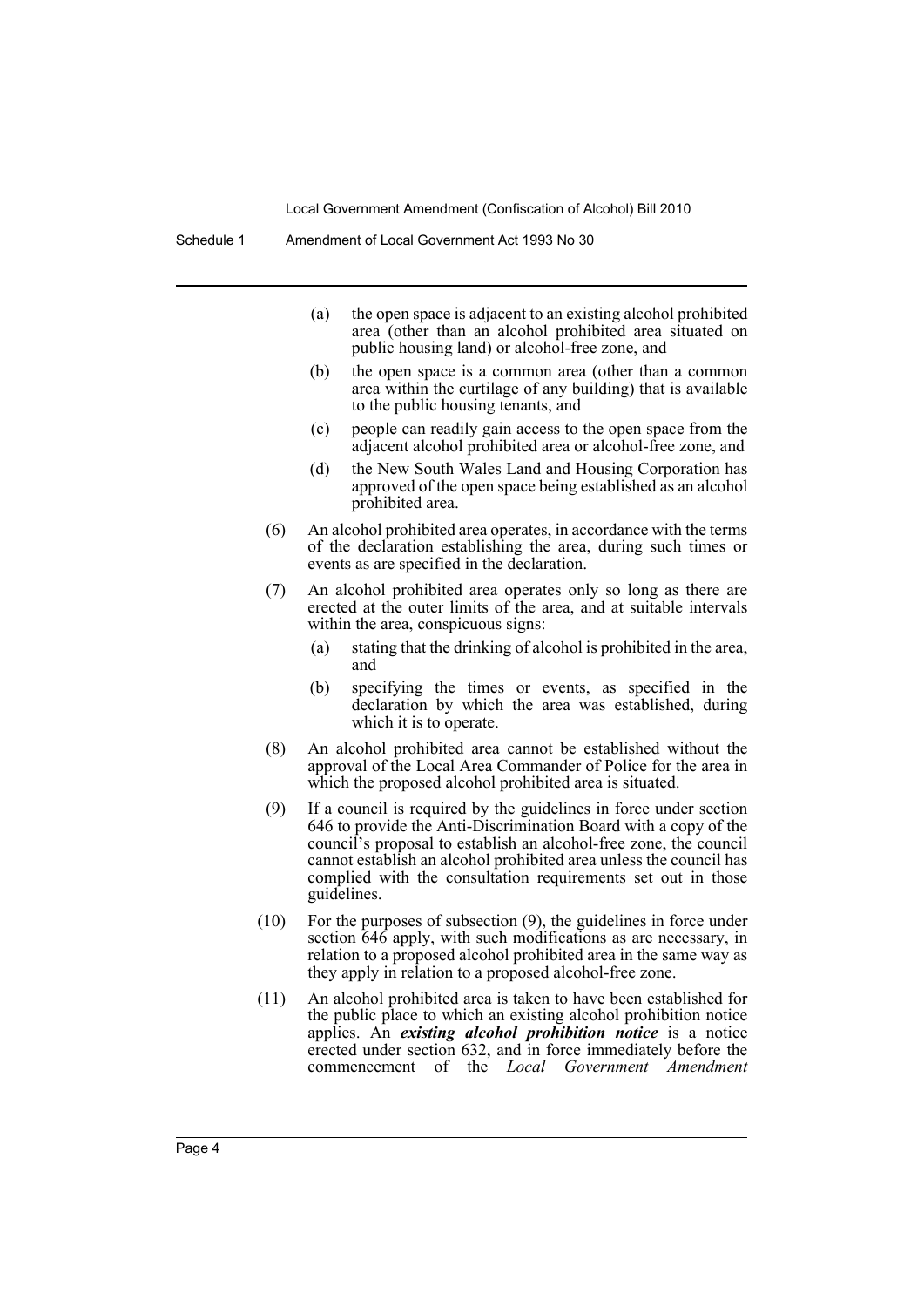(a) the open space is adjacent to an existing alcohol prohibited area (other than an alcohol prohibited area situated on public housing land) or alcohol-free zone, and

(b) the open space is a common area (other than a common area within the curtilage of any building) that is available to the public housing tenants, and

(c) people can readily gain access to the open space from the adjacent alcohol prohibited area or alcohol-free zone, and

(d) the New South Wales Land and Housing Corporation has approved of the open space being established as an alcohol prohibited area.

(6) An alcohol prohibited area operates, in accordance with the terms of the declaration establishing the area, during such times or events as are specified in the declaration.

(7) An alcohol prohibited area operates only so long as there are erected at the outer limits of the area, and at suitable intervals within the area, conspicuous signs:

(a) stating that the drinking of alcohol is prohibited in the area, and

(b) specifying the times or events, as specified in the declaration by which the area was established, during which it is to operate.

(8) An alcohol prohibited area cannot be established without the approval of the Local Area Commander of Police for the area in which the proposed alcohol prohibited area is situated.

(9) If a council is required by the guidelines in force under section 646 to provide the Anti-Discrimination Board with a copy of the council's proposal to establish an alcohol-free zone, the council cannot establish an alcohol prohibited area unless the council has complied with the consultation requirements set out in those guidelines.

(10) For the purposes of subsection (9), the guidelines in force under section 646 apply, with such modifications as are necessary, in relation to a proposed alcohol prohibited area in the same way as they apply in relation to a proposed alcohol-free zone.

(11) An alcohol prohibited area is taken to have been established for the public place to which an existing alcohol prohibition notice applies. An ***existing alcohol prohibition notice*** is a notice erected under section 632, and in force immediately before the commencement of the *Local Government Amendment*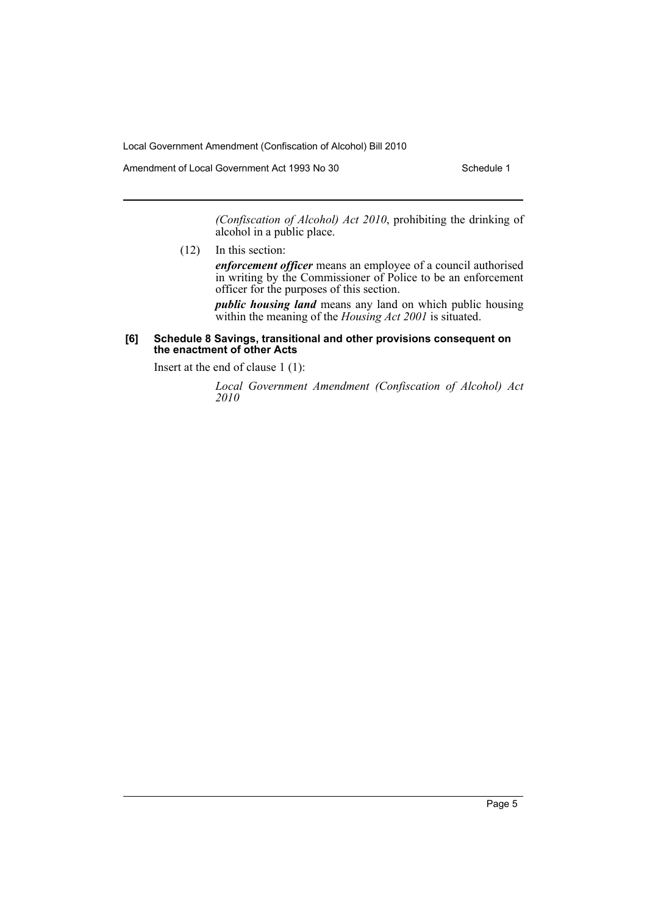*(Confiscation of Alcohol) Act 2010*, prohibiting the drinking of alcohol in a public place.

(12) In this section:

***enforcement officer*** means an employee of a council authorised in writing by the Commissioner of Police to be an enforcement officer for the purposes of this section.

***public housing land*** means any land on which public housing within the meaning of the *Housing Act 2001* is situated.

**[6] Schedule 8 Savings, transitional and other provisions consequent on the enactment of other Acts**

Insert at the end of clause 1 (1):

*Local Government Amendment (Confiscation of Alcohol) Act 2010*